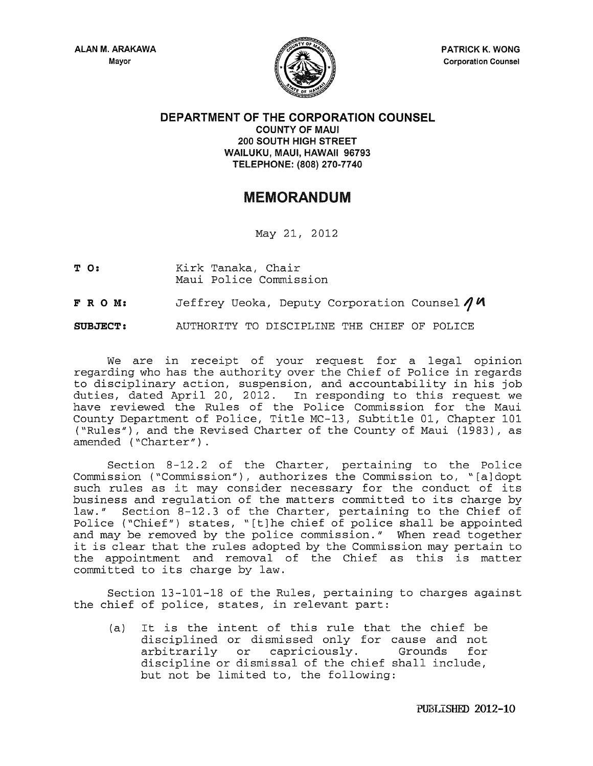ALAN M. ARAKAWA
Mayor

PATRICK K. WONG
Corporation Counsel

# DEPARTMENT OF THE CORPORATION COUNSEL

COUNTY OF MAUI
200 SOUTH HIGH STREET
WAILUKU, MAUI, HAWAII 96793
TELEPHONE: (808) 270-7740

## MEMORANDUM

May 21, 2012

**TO:** Kirk Tanaka, Chair
Maui Police Commission

**FROM:** Jeffrey Ueoka, Deputy Corporation Counsel

**SUBJECT:** AUTHORITY TO DISCIPLINE THE CHIEF OF POLICE

We are in receipt of your request for a legal opinion regarding who has the authority over the Chief of Police in regards to disciplinary action, suspension, and accountability in his job duties, dated April 20, 2012. In responding to this request we have reviewed the Rules of the Police Commission for the Maui County Department of Police, Title MC-13, Subtitle 01, Chapter 101 ("Rules"), and the Revised Charter of the County of Maui (1983), as amended ("Charter").

Section 8-12.2 of the Charter, pertaining to the Police Commission ("Commission"), authorizes the Commission to, "[a]dopt such rules as it may consider necessary for the conduct of its business and regulation of the matters committed to its charge by law." Section 8-12.3 of the Charter, pertaining to the Chief of Police ("Chief") states, "[t]he chief of police shall be appointed and may be removed by the police commission." When read together it is clear that the rules adopted by the Commission may pertain to the appointment and removal of the Chief as this is matter committed to its charge by law.

Section 13-101-18 of the Rules, pertaining to charges against the chief of police, states, in relevant part:

> (a) It is the intent of this rule that the chief be disciplined or dismissed only for cause and not arbitrarily or capriciously. Grounds for discipline or dismissal of the chief shall include, but not be limited to, the following:

PUBLISHED 2012-10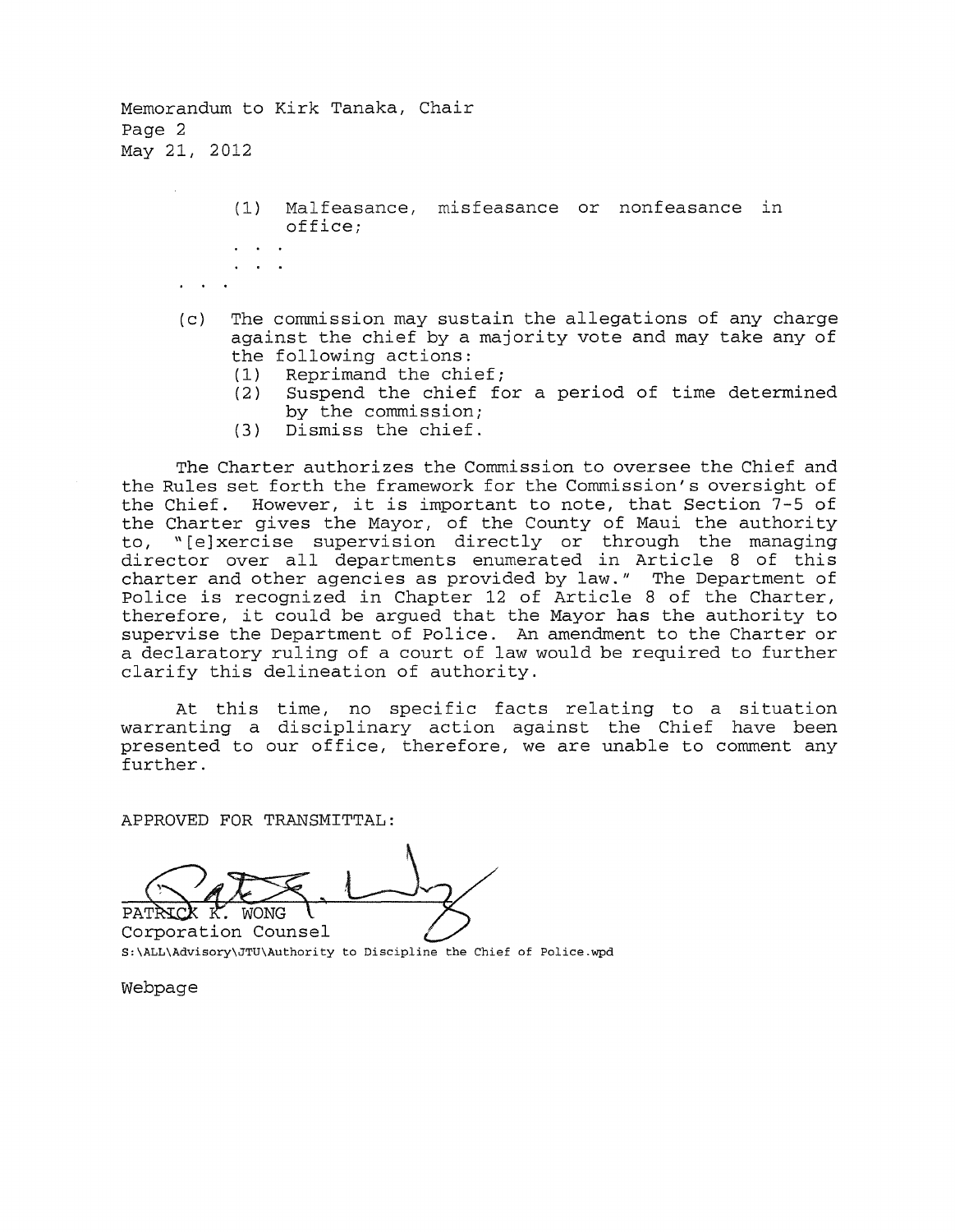Memorandum to Kirk Tanaka, Chair
Page 2
May 21, 2012

> (1) Malfeasance, misfeasance or nonfeasance in office;
>
> . . .
>
> . . .
>
> . . .
>
> (c) The commission may sustain the allegations of any charge against the chief by a majority vote and may take any of the following actions:
> (1) Reprimand the chief;
> (2) Suspend the chief for a period of time determined by the commission;
> (3) Dismiss the chief.

The Charter authorizes the Commission to oversee the Chief and the Rules set forth the framework for the Commission's oversight of the Chief. However, it is important to note, that Section 7-5 of the Charter gives the Mayor, of the County of Maui the authority to, "[e]xercise supervision directly or through the managing director over all departments enumerated in Article 8 of this charter and other agencies as provided by law." The Department of Police is recognized in Chapter 12 of Article 8 of the Charter, therefore, it could be argued that the Mayor has the authority to supervise the Department of Police. An amendment to the Charter or a declaratory ruling of a court of law would be required to further clarify this delineation of authority.

At this time, no specific facts relating to a situation warranting a disciplinary action against the Chief have been presented to our office, therefore, we are unable to comment any further.

APPROVED FOR TRANSMITTAL:

PATRICK K. WONG
Corporation Counsel

S:\ALL\Advisory\JTU\Authority to Discipline the Chief of Police.wpd

Webpage